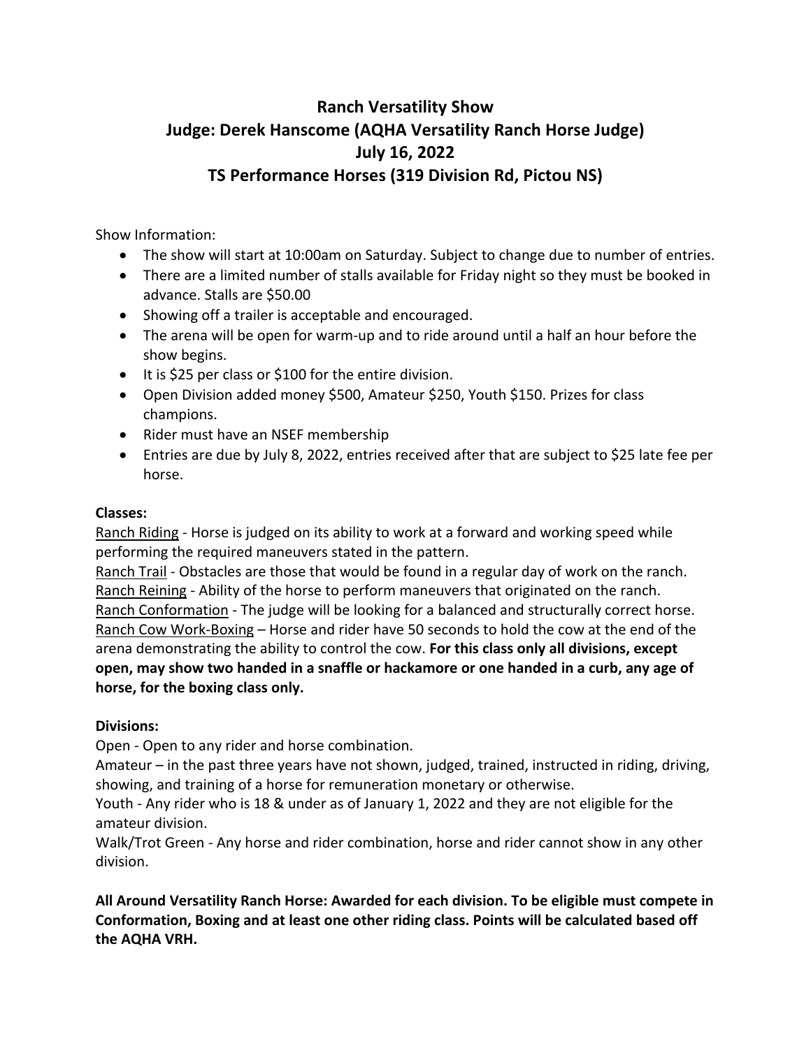# Ranch Versatility Show
# Judge: Derek Hanscome (AQHA Versatility Ranch Horse Judge)
# July 16, 2022
# TS Performance Horses (319 Division Rd, Pictou NS)

Show Information:

- The show will start at 10:00am on Saturday. Subject to change due to number of entries.
- There are a limited number of stalls available for Friday night so they must be booked in advance. Stalls are $50.00
- Showing off a trailer is acceptable and encouraged.
- The arena will be open for warm-up and to ride around until a half an hour before the show begins.
- It is $25 per class or $100 for the entire division.
- Open Division added money $500, Amateur $250, Youth $150. Prizes for class champions.
- Rider must have an NSEF membership
- Entries are due by July 8, 2022, entries received after that are subject to $25 late fee per horse.

**Classes:**

<u>Ranch Riding</u> - Horse is judged on its ability to work at a forward and working speed while performing the required maneuvers stated in the pattern.
<u>Ranch Trail</u> - Obstacles are those that would be found in a regular day of work on the ranch.
<u>Ranch Reining</u> - Ability of the horse to perform maneuvers that originated on the ranch.
<u>Ranch Conformation</u> - The judge will be looking for a balanced and structurally correct horse.
<u>Ranch Cow Work-Boxing</u> – Horse and rider have 50 seconds to hold the cow at the end of the arena demonstrating the ability to control the cow. **For this class only all divisions, except open, may show two handed in a snaffle or hackamore or one handed in a curb, any age of horse, for the boxing class only.**

**Divisions:**

Open - Open to any rider and horse combination.
Amateur – in the past three years have not shown, judged, trained, instructed in riding, driving, showing, and training of a horse for remuneration monetary or otherwise.
Youth - Any rider who is 18 & under as of January 1, 2022 and they are not eligible for the amateur division.
Walk/Trot Green - Any horse and rider combination, horse and rider cannot show in any other division.

**All Around Versatility Ranch Horse: Awarded for each division. To be eligible must compete in Conformation, Boxing and at least one other riding class. Points will be calculated based off the AQHA VRH.**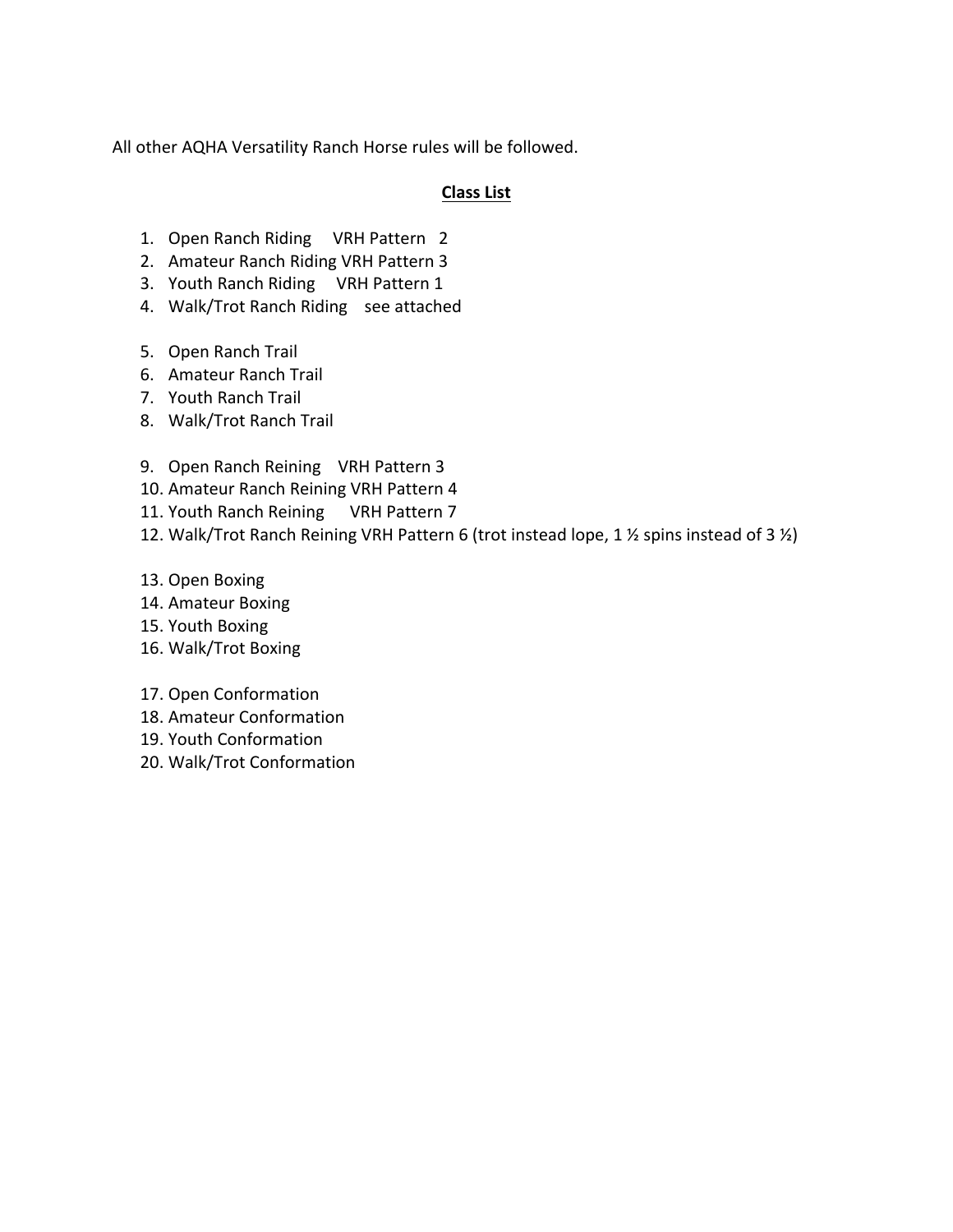All other AQHA Versatility Ranch Horse rules will be followed.

## Class List

1. Open Ranch Riding VRH Pattern 2
2. Amateur Ranch Riding VRH Pattern 3
3. Youth Ranch Riding VRH Pattern 1
4. Walk/Trot Ranch Riding see attached

5. Open Ranch Trail
6. Amateur Ranch Trail
7. Youth Ranch Trail
8. Walk/Trot Ranch Trail

9. Open Ranch Reining VRH Pattern 3
10. Amateur Ranch Reining VRH Pattern 4
11. Youth Ranch Reining VRH Pattern 7
12. Walk/Trot Ranch Reining VRH Pattern 6 (trot instead lope, 1 ½ spins instead of 3 ½)

13. Open Boxing
14. Amateur Boxing
15. Youth Boxing
16. Walk/Trot Boxing

17. Open Conformation
18. Amateur Conformation
19. Youth Conformation
20. Walk/Trot Conformation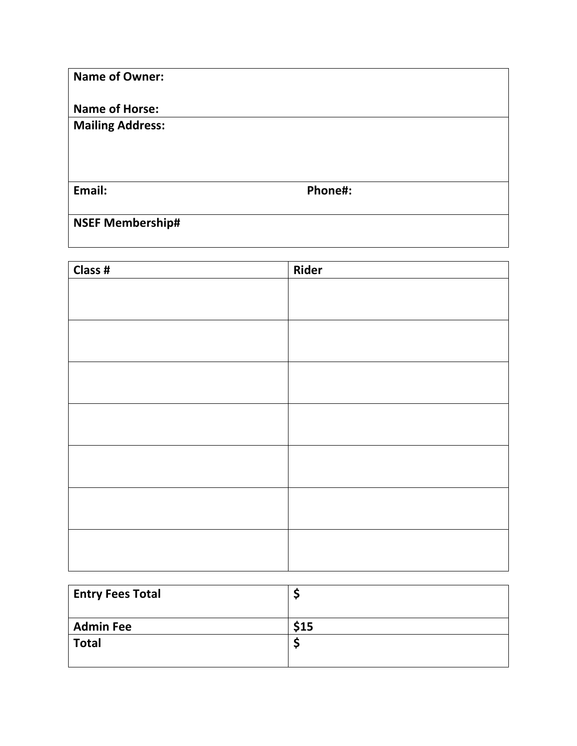| | |
|---|---|
| **Name of Owner:**<br><br>**Name of Horse:** | |
| **Mailing Address:** | |
| **Email:** | **Phone#:** |
| **NSEF Membership#** | |

| **Class #** | **Rider** |
|---|---|
| | |
| | |
| | |
| | |
| | |
| | |
| | |

| | |
|---|---|
| **Entry Fees Total** | **$** |
| **Admin Fee** | **$15** |
| **Total** | **$** |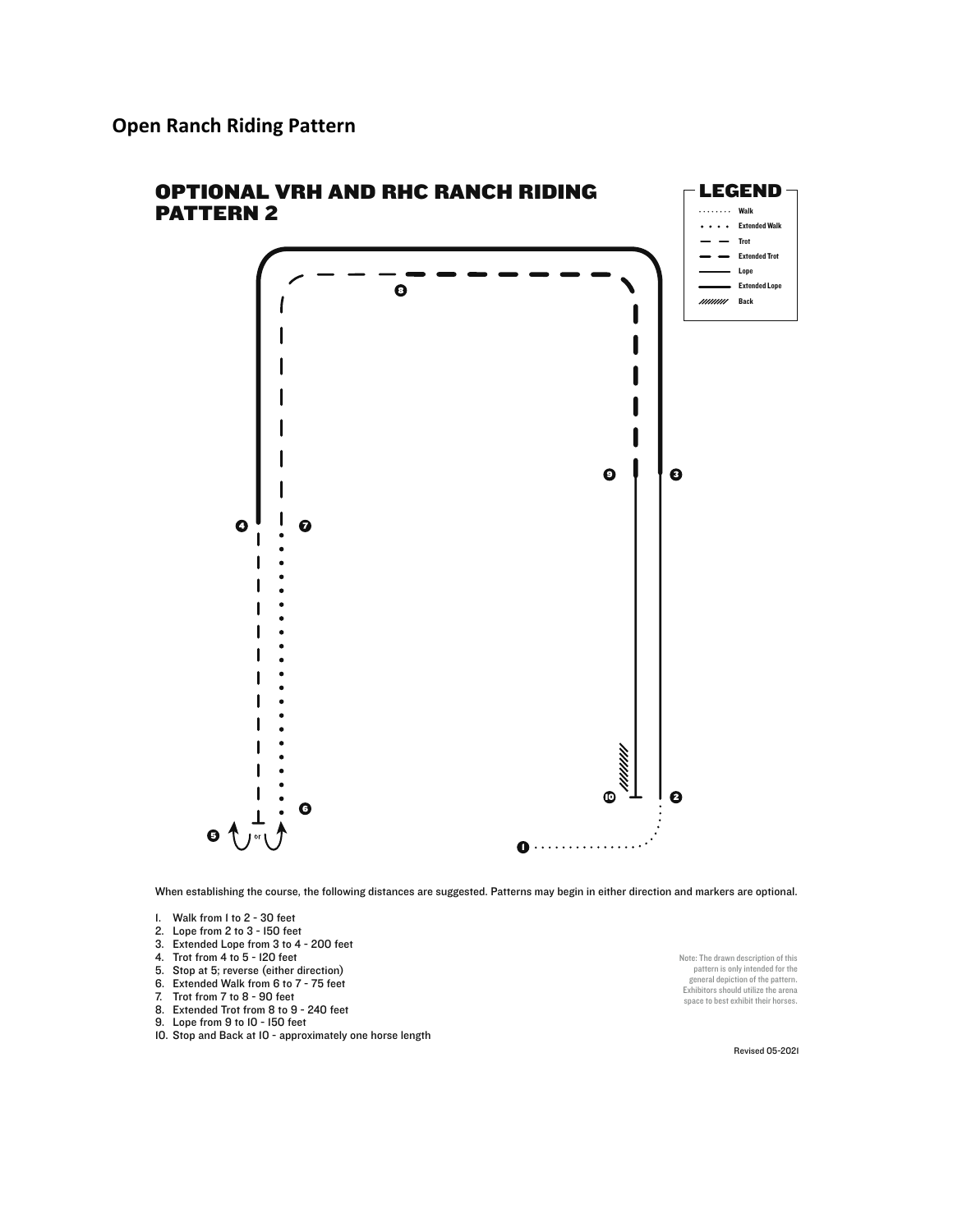## Open Ranch Riding Pattern

# OPTIONAL VRH AND RHC RANCH RIDING PATTERN 2

**LEGEND**

- Walk
- Extended Walk
- Trot
- Extended Trot
- Lope
- Extended Lope
- Back

When establishing the course, the following distances are suggested. Patterns may begin in either direction and markers are optional.

1. Walk from 1 to 2 - 30 feet
2. Lope from 2 to 3 - 150 feet
3. Extended Lope from 3 to 4 - 200 feet
4. Trot from 4 to 5 - 120 feet
5. Stop at 5; reverse (either direction)
6. Extended Walk from 6 to 7 - 75 feet
7. Trot from 7 to 8 - 90 feet
8. Extended Trot from 8 to 9 - 240 feet
9. Lope from 9 to 10 - 150 feet
10. Stop and Back at 10 - approximately one horse length

Note: The drawn description of this pattern is only intended for the general depiction of the pattern. Exhibitors should utilize the arena space to best exhibit their horses.

Revised 05-2021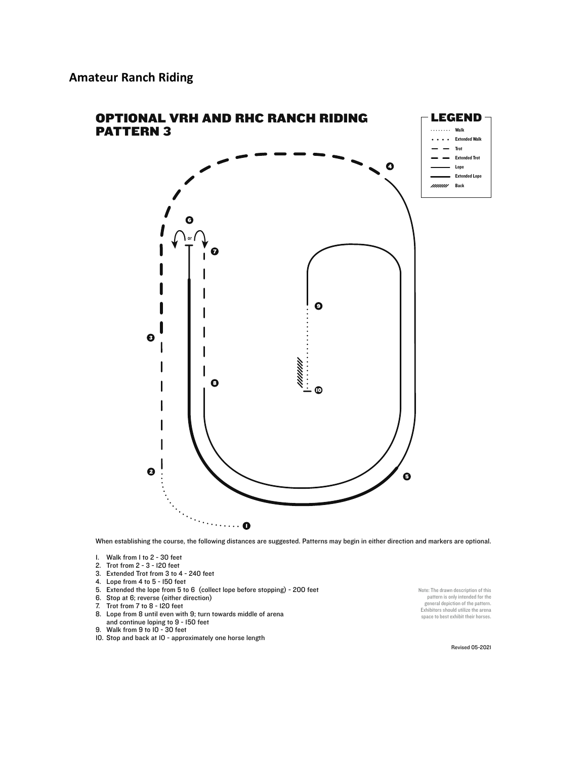## Amateur Ranch Riding

# OPTIONAL VRH AND RHC RANCH RIDING PATTERN 3

LEGEND
Walk
Extended Walk
Trot
Extended Trot
Lope
Extended Lope
Back

4
6
or
7
9
3
8
10
2
5
1

When establishing the course, the following distances are suggested. Patterns may begin in either direction and markers are optional.

1. Walk from 1 to 2 - 30 feet
2. Trot from 2 - 3 - 120 feet
3. Extended Trot from 3 to 4 - 240 feet
4. Lope from 4 to 5 - 150 feet
5. Extended the lope from 5 to 6 (collect lope before stopping) - 200 feet
6. Stop at 6; reverse (either direction)
7. Trot from 7 to 8 - 120 feet
8. Lope from 8 until even with 9; turn towards middle of arena and continue loping to 9 - 150 feet
9. Walk from 9 to 10 - 30 feet
10. Stop and back at 10 - approximately one horse length

Note: The drawn description of this pattern is only intended for the general depiction of the pattern. Exhibitors should utilize the arena space to best exhibit their horses.

Revised 05-2021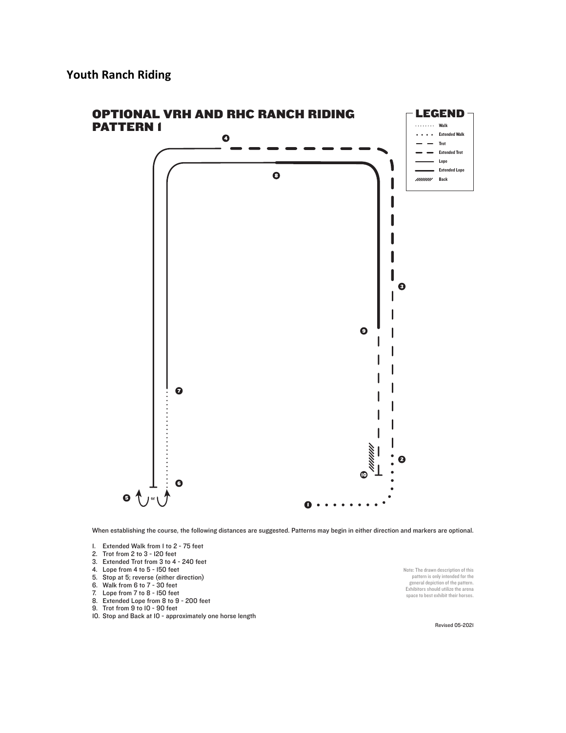## Youth Ranch Riding

# OPTIONAL VRH AND RHC RANCH RIDING PATTERN 1

LEGEND

Walk

Extended Walk

Trot

Extended Trot

Lope

Extended Lope

Back

1 2 3 4 5 or 6 7 8 9 10

When establishing the course, the following distances are suggested. Patterns may begin in either direction and markers are optional.

1. Extended Walk from 1 to 2 - 75 feet
2. Trot from 2 to 3 - 120 feet
3. Extended Trot from 3 to 4 - 240 feet
4. Lope from 4 to 5 - 150 feet
5. Stop at 5; reverse (either direction)
6. Walk from 6 to 7 - 30 feet
7. Lope from 7 to 8 - 150 feet
8. Extended Lope from 8 to 9 - 200 feet
9. Trot from 9 to 10 - 90 feet
10. Stop and Back at 10 - approximately one horse length

Note: The drawn description of this pattern is only intended for the general depiction of the pattern. Exhibitors should utilize the arena space to best exhibit their horses.

Revised 05-2021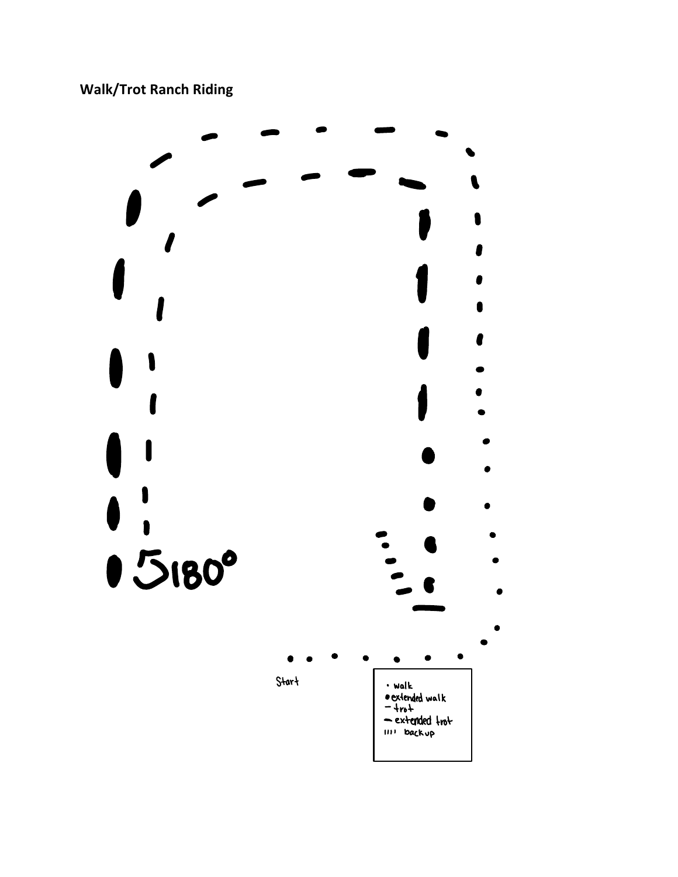**Walk/Trot Ranch Riding**

180°

Start

- walk
- extended walk
- trot
- extended trot
- |||| backup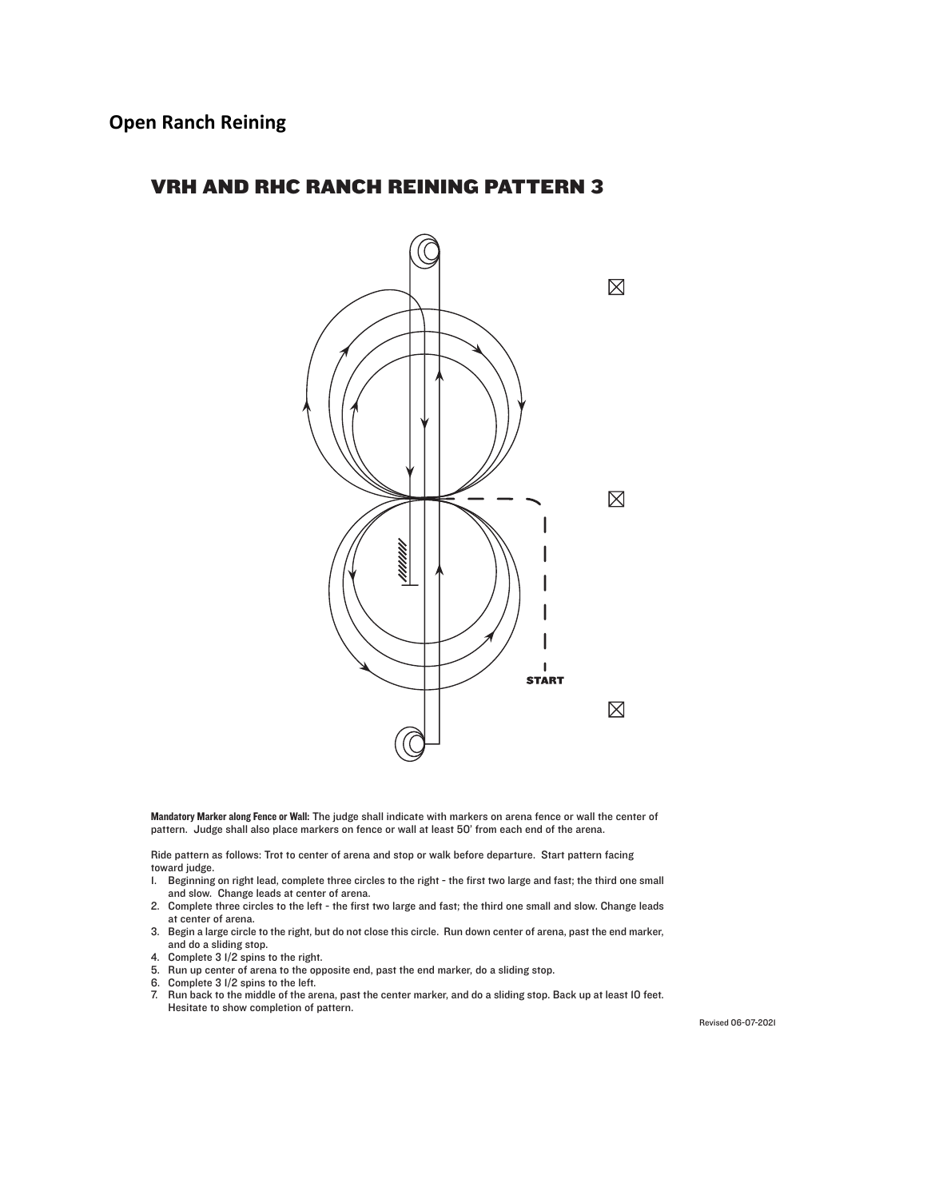## Open Ranch Reining

# VRH AND RHC RANCH REINING PATTERN 3

START

**Mandatory Marker along Fence or Wall:** The judge shall indicate with markers on arena fence or wall the center of pattern. Judge shall also place markers on fence or wall at least 50' from each end of the arena.

Ride pattern as follows: Trot to center of arena and stop or walk before departure. Start pattern facing toward judge.

1. Beginning on right lead, complete three circles to the right - the first two large and fast; the third one small and slow. Change leads at center of arena.
2. Complete three circles to the left - the first two large and fast; the third one small and slow. Change leads at center of arena.
3. Begin a large circle to the right, but do not close this circle. Run down center of arena, past the end marker, and do a sliding stop.
4. Complete 3 1/2 spins to the right.
5. Run up center of arena to the opposite end, past the end marker, do a sliding stop.
6. Complete 3 1/2 spins to the left.
7. Run back to the middle of the arena, past the center marker, and do a sliding stop. Back up at least 10 feet. Hesitate to show completion of pattern.

Revised 06-07-2021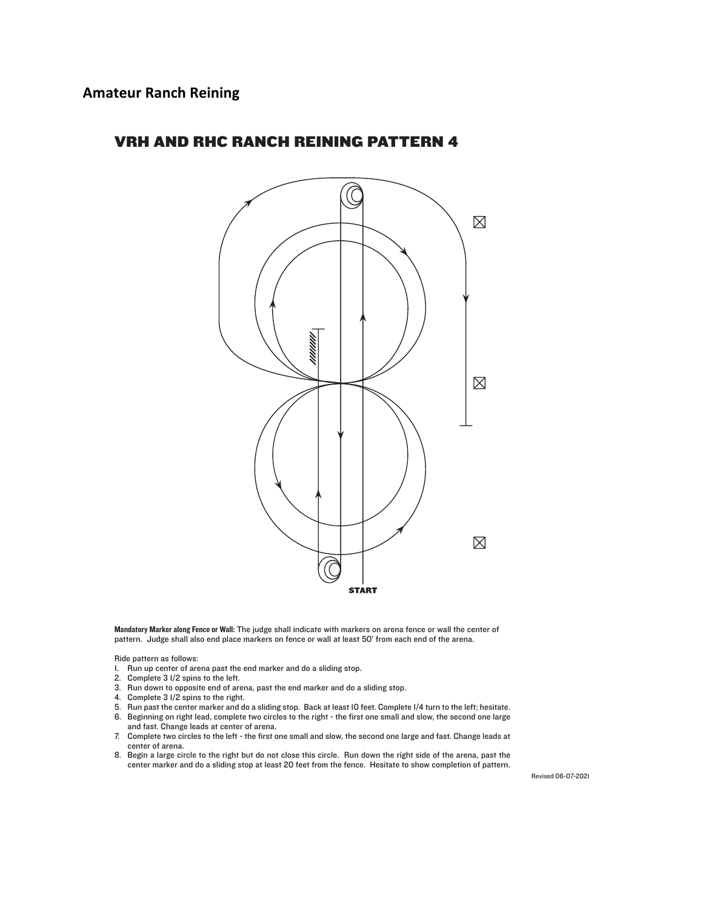## Amateur Ranch Reining

# VRH AND RHC RANCH REINING PATTERN 4

START

**Mandatory Marker along Fence or Wall:** The judge shall indicate with markers on arena fence or wall the center of pattern. Judge shall also end place markers on fence or wall at least 50' from each end of the arena.

Ride pattern as follows:

1. Run up center of arena past the end marker and do a sliding stop.
2. Complete 3 1/2 spins to the left.
3. Run down to opposite end of arena, past the end marker and do a sliding stop.
4. Complete 3 1/2 spins to the right.
5. Run past the center marker and do a sliding stop. Back at least 10 feet. Complete 1/4 turn to the left; hesitate.
6. Beginning on right lead, complete two circles to the right - the first one small and slow, the second one large and fast. Change leads at center of arena.
7. Complete two circles to the left - the first one small and slow, the second one large and fast. Change leads at center of arena.
8. Begin a large circle to the right but do not close this circle. Run down the right side of the arena, past the center marker and do a sliding stop at least 20 feet from the fence. Hesitate to show completion of pattern.

Revised 06-07-2021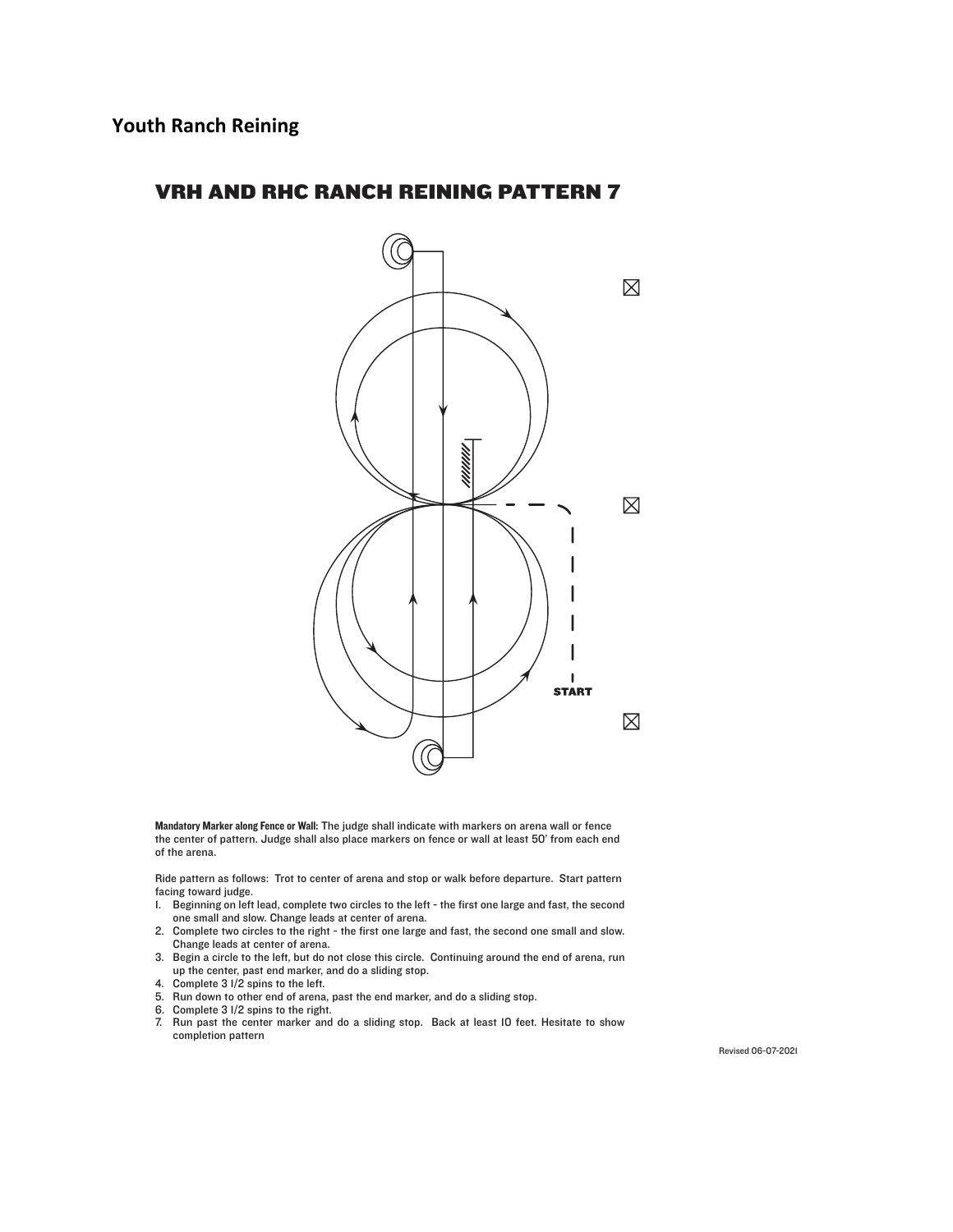## Youth Ranch Reining

# VRH AND RHC RANCH REINING PATTERN 7

START

**Mandatory Marker along Fence or Wall:** The judge shall indicate with markers on arena wall or fence the center of pattern. Judge shall also place markers on fence or wall at least 50' from each end of the arena.

Ride pattern as follows: Trot to center of arena and stop or walk before departure. Start pattern facing toward judge.

1. Beginning on left lead, complete two circles to the left - the first one large and fast, the second one small and slow. Change leads at center of arena.
2. Complete two circles to the right - the first one large and fast, the second one small and slow. Change leads at center of arena.
3. Begin a circle to the left, but do not close this circle. Continuing around the end of arena, run up the center, past end marker, and do a sliding stop.
4. Complete 3 1/2 spins to the left.
5. Run down to other end of arena, past the end marker, and do a sliding stop.
6. Complete 3 1/2 spins to the right.
7. Run past the center marker and do a sliding stop. Back at least 10 feet. Hesitate to show completion pattern

Revised 06-07-2021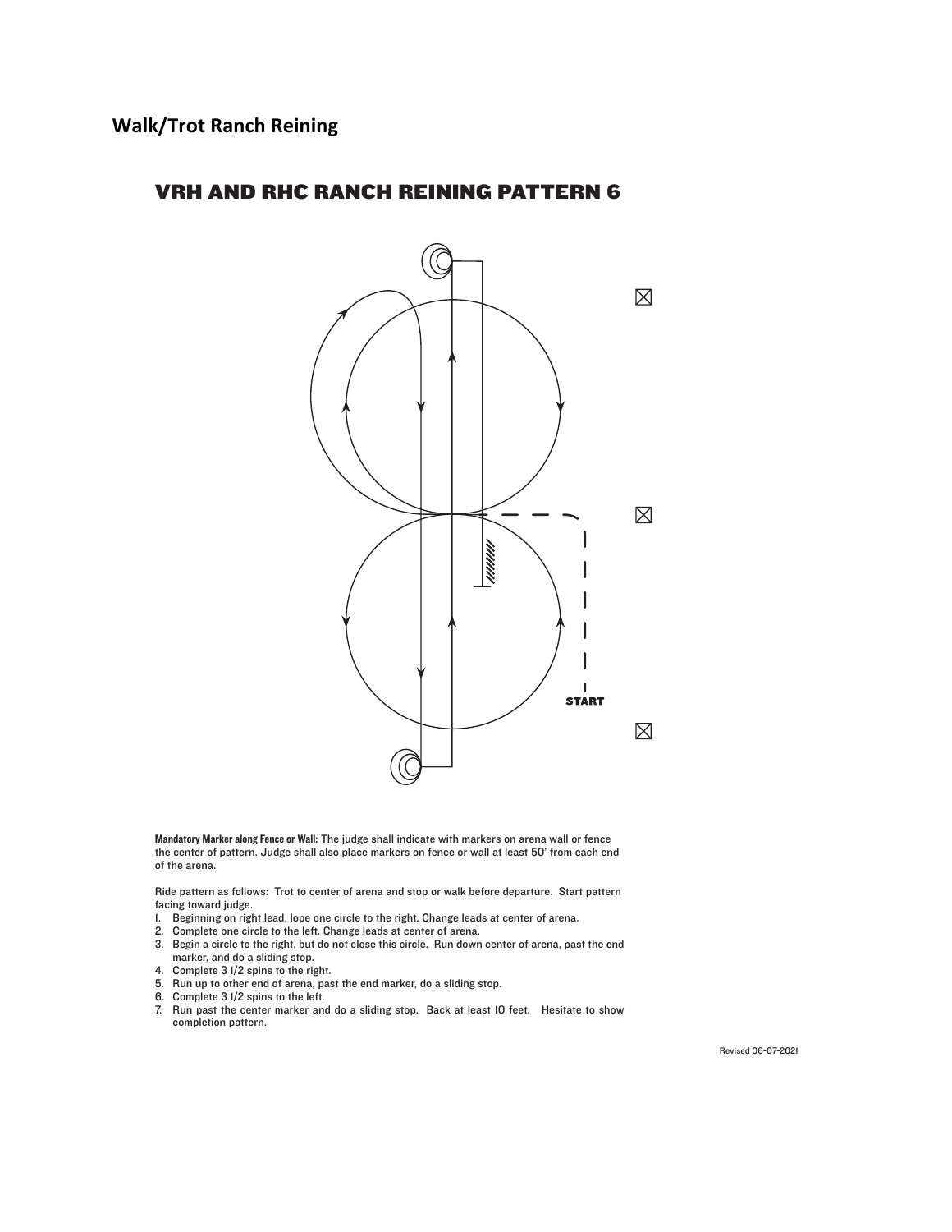## Walk/Trot Ranch Reining

# VRH AND RHC RANCH REINING PATTERN 6

START

**Mandatory Marker along Fence or Wall:** The judge shall indicate with markers on arena wall or fence the center of pattern. Judge shall also place markers on fence or wall at least 50' from each end of the arena.

Ride pattern as follows: Trot to center of arena and stop or walk before departure. Start pattern facing toward judge.

1. Beginning on right lead, lope one circle to the right. Change leads at center of arena.
2. Complete one circle to the left. Change leads at center of arena.
3. Begin a circle to the right, but do not close this circle. Run down center of arena, past the end marker, and do a sliding stop.
4. Complete 3 1/2 spins to the right.
5. Run up to other end of arena, past the end marker, do a sliding stop.
6. Complete 3 1/2 spins to the left.
7. Run past the center marker and do a sliding stop. Back at least 10 feet. Hesitate to show completion pattern.

Revised 06-07-2021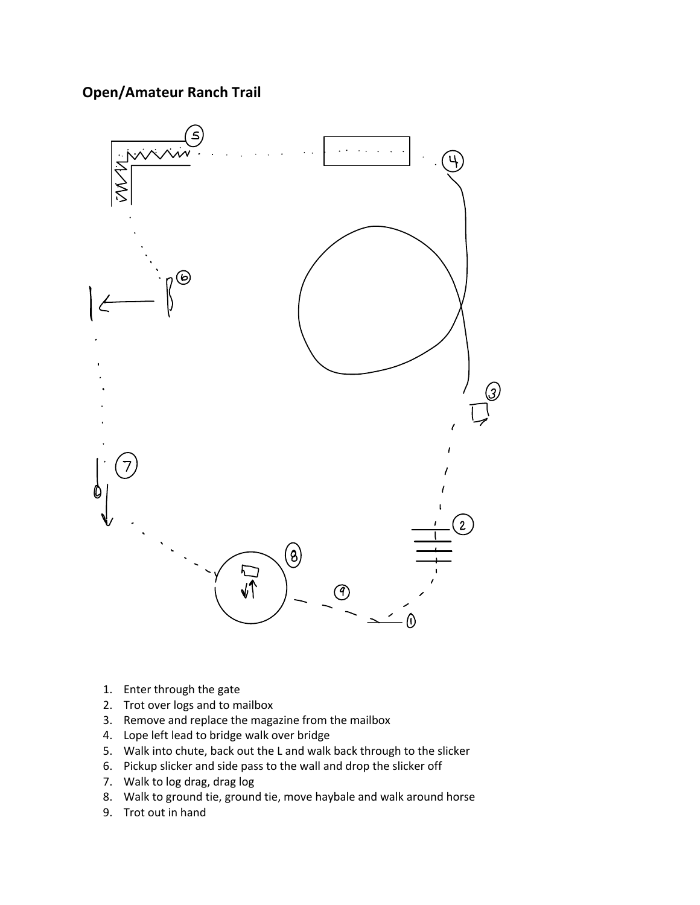## Open/Amateur Ranch Trail

5

4

6

3

7

2

8

9

1

1. Enter through the gate
2. Trot over logs and to mailbox
3. Remove and replace the magazine from the mailbox
4. Lope left lead to bridge walk over bridge
5. Walk into chute, back out the L and walk back through to the slicker
6. Pickup slicker and side pass to the wall and drop the slicker off
7. Walk to log drag, drag log
8. Walk to ground tie, ground tie, move haybale and walk around horse
9. Trot out in hand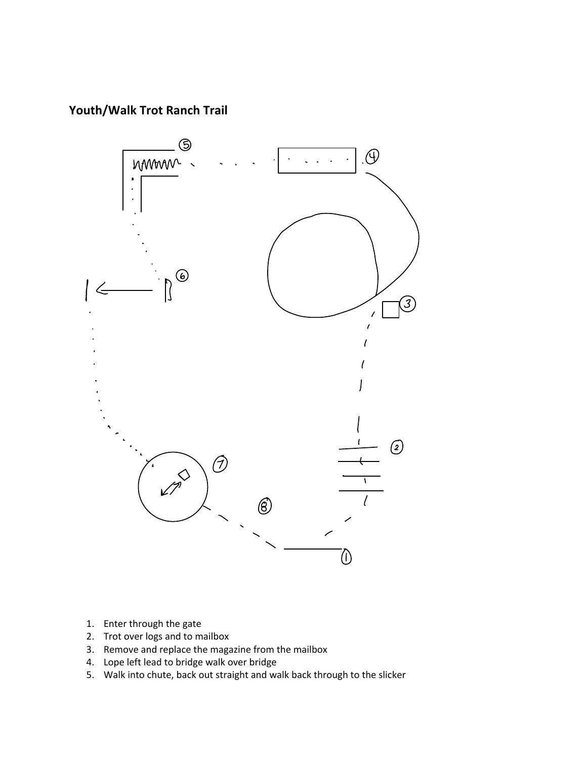## Youth/Walk Trot Ranch Trail

5

4

6

3

2

7

8

1

1. Enter through the gate
2. Trot over logs and to mailbox
3. Remove and replace the magazine from the mailbox
4. Lope left lead to bridge walk over bridge
5. Walk into chute, back out straight and walk back through to the slicker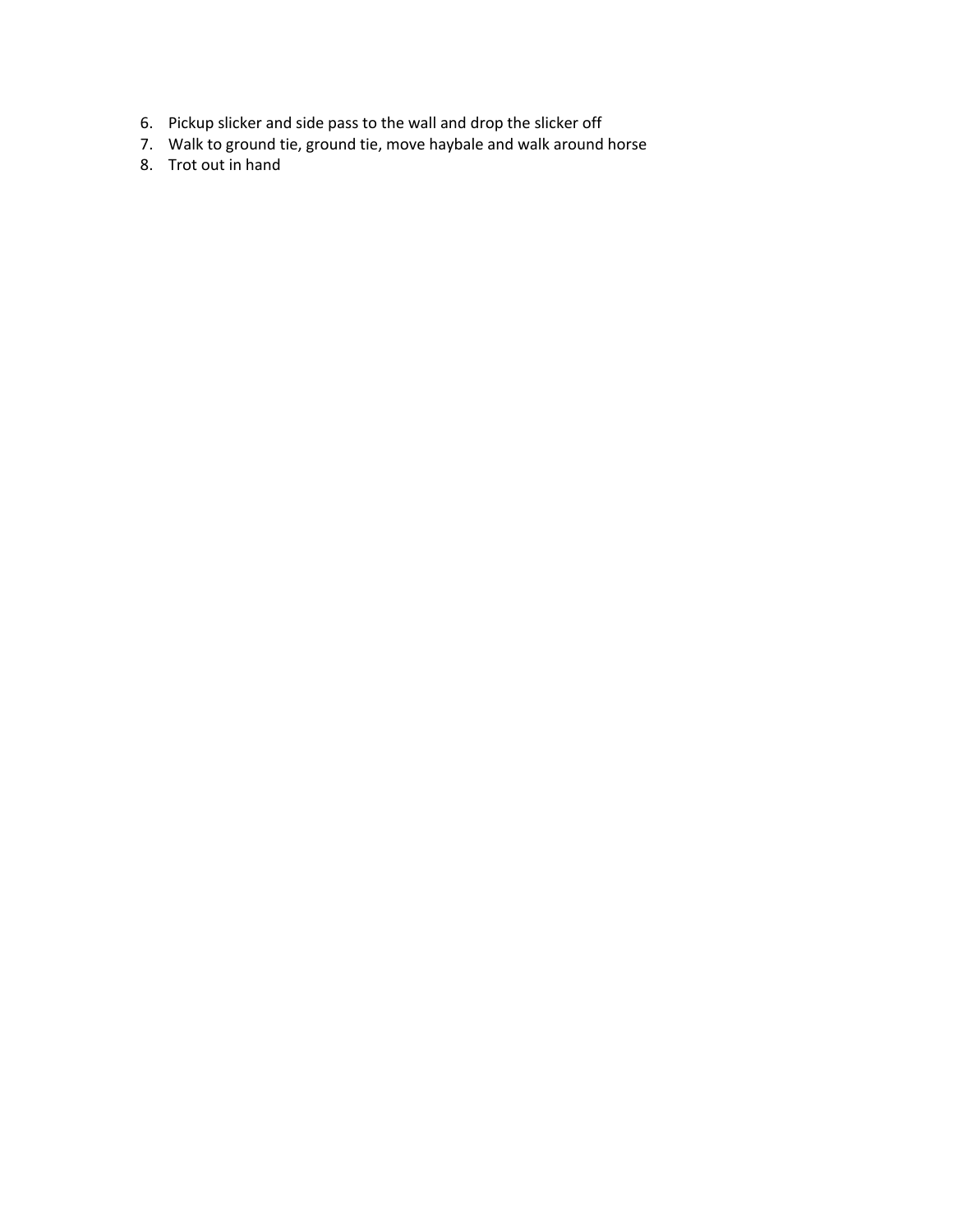6. Pickup slicker and side pass to the wall and drop the slicker off
7. Walk to ground tie, ground tie, move haybale and walk around horse
8. Trot out in hand